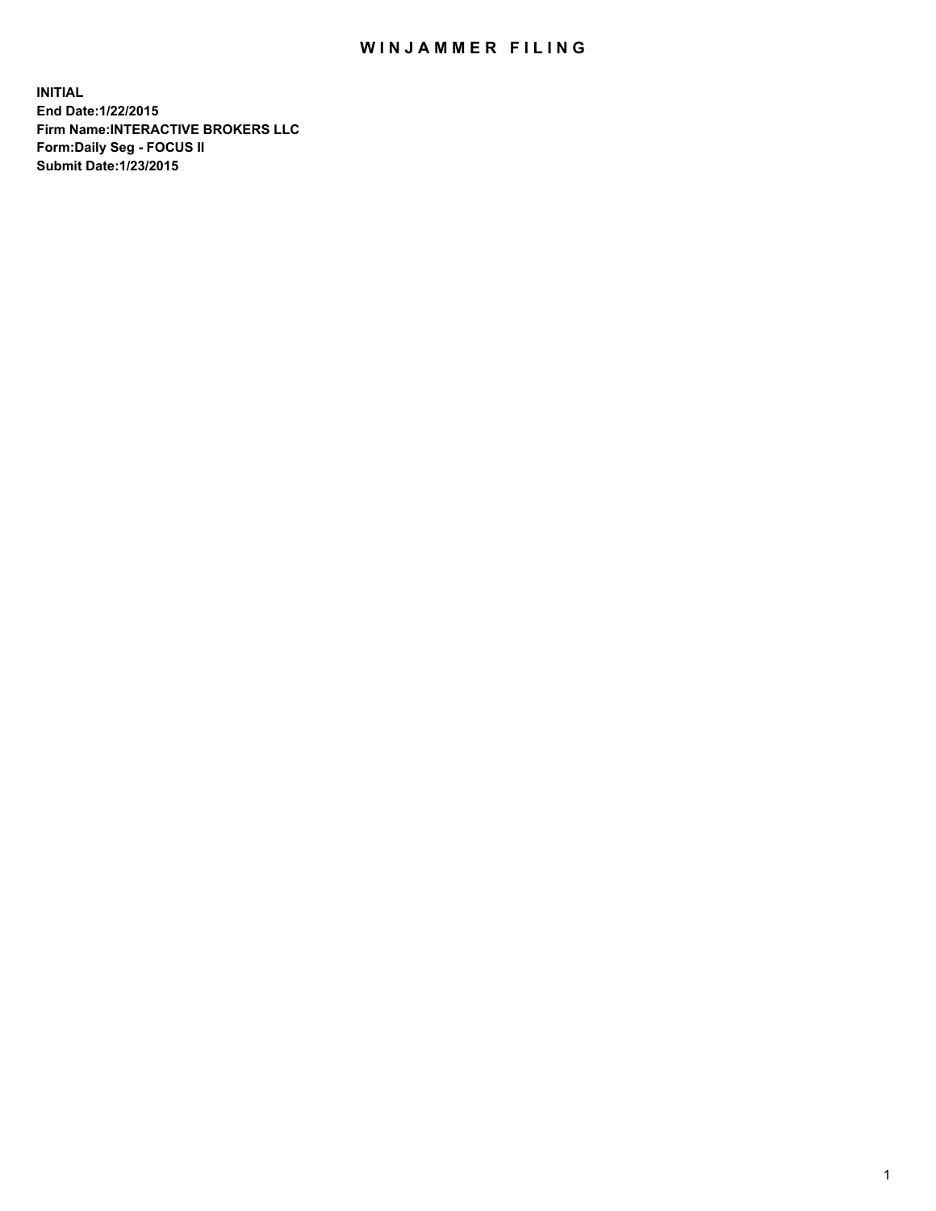# WINJAMMER FILING

**INITIAL**
**End Date:1/22/2015**
**Firm Name:INTERACTIVE BROKERS LLC**
**Form:Daily Seg - FOCUS II**
**Submit Date:1/23/2015**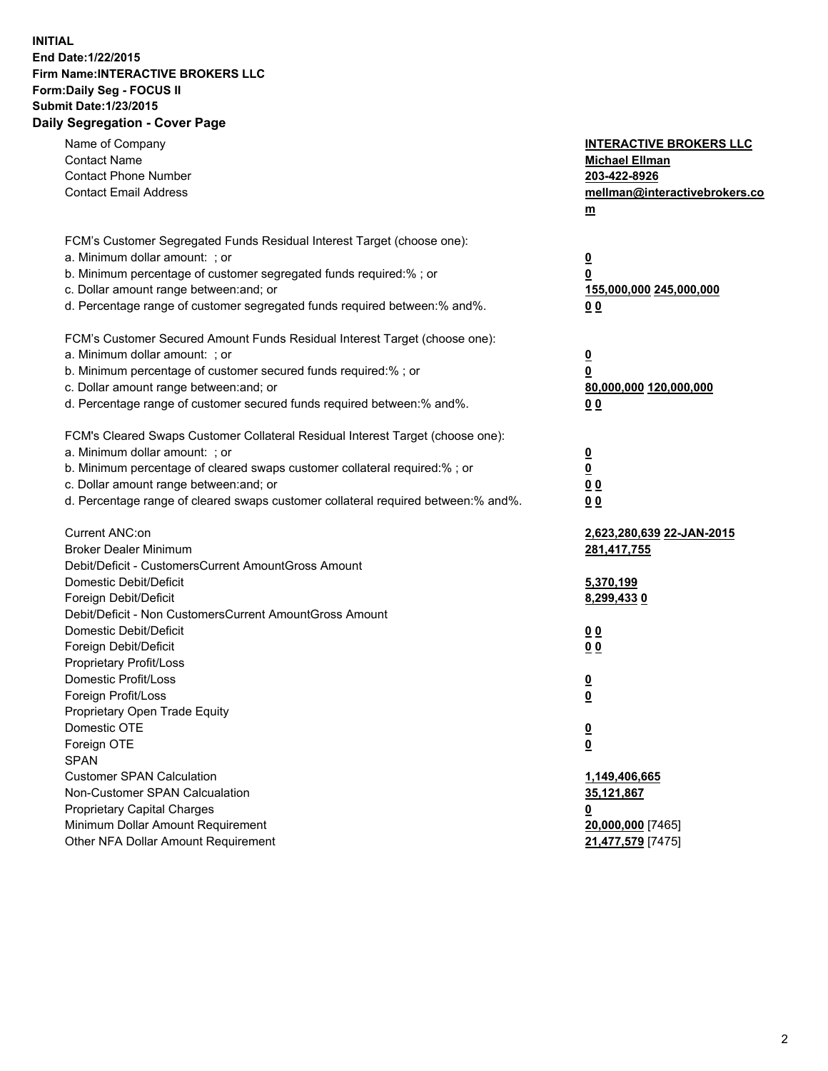**INITIAL**
**End Date:1/22/2015**
**Firm Name:INTERACTIVE BROKERS LLC**
**Form:Daily Seg - FOCUS II**
**Submit Date:1/23/2015**
**Daily Segregation - Cover Page**

| | |
|---|---|
| Name of Company | **INTERACTIVE BROKERS LLC** |
| Contact Name | **Michael Ellman** |
| Contact Phone Number | **203-422-8926** |
| Contact Email Address | **mellman@interactivebrokers.com** |
| | |
| FCM's Customer Segregated Funds Residual Interest Target (choose one): | |
| a. Minimum dollar amount: ; or | **0** |
| b. Minimum percentage of customer segregated funds required:% ; or | **0** |
| c. Dollar amount range between:and; or | **155,000,000** **245,000,000** |
| d. Percentage range of customer segregated funds required between:% and%. | **0** **0** |
| | |
| FCM's Customer Secured Amount Funds Residual Interest Target (choose one): | |
| a. Minimum dollar amount: ; or | **0** |
| b. Minimum percentage of customer secured funds required:% ; or | **0** |
| c. Dollar amount range between:and; or | **80,000,000** **120,000,000** |
| d. Percentage range of customer secured funds required between:% and%. | **0** **0** |
| | |
| FCM's Cleared Swaps Customer Collateral Residual Interest Target (choose one): | |
| a. Minimum dollar amount: ; or | **0** |
| b. Minimum percentage of cleared swaps customer collateral required:% ; or | **0** |
| c. Dollar amount range between:and; or | **0** **0** |
| d. Percentage range of cleared swaps customer collateral required between:% and%. | **0** **0** |
| | |
| Current ANC:on | **2,623,280,639** **22-JAN-2015** |
| Broker Dealer Minimum | **281,417,755** |
| Debit/Deficit - CustomersCurrent AmountGross Amount | |
| Domestic Debit/Deficit | **5,370,199** |
| Foreign Debit/Deficit | **8,299,433** **0** |
| Debit/Deficit - Non CustomersCurrent AmountGross Amount | |
| Domestic Debit/Deficit | **0** **0** |
| Foreign Debit/Deficit | **0** **0** |
| Proprietary Profit/Loss | |
| Domestic Profit/Loss | **0** |
| Foreign Profit/Loss | **0** |
| Proprietary Open Trade Equity | |
| Domestic OTE | **0** |
| Foreign OTE | **0** |
| SPAN | |
| Customer SPAN Calculation | **1,149,406,665** |
| Non-Customer SPAN Calcualation | **35,121,867** |
| Proprietary Capital Charges | **0** |
| Minimum Dollar Amount Requirement | **20,000,000** [7465] |
| Other NFA Dollar Amount Requirement | **21,477,579** [7475] |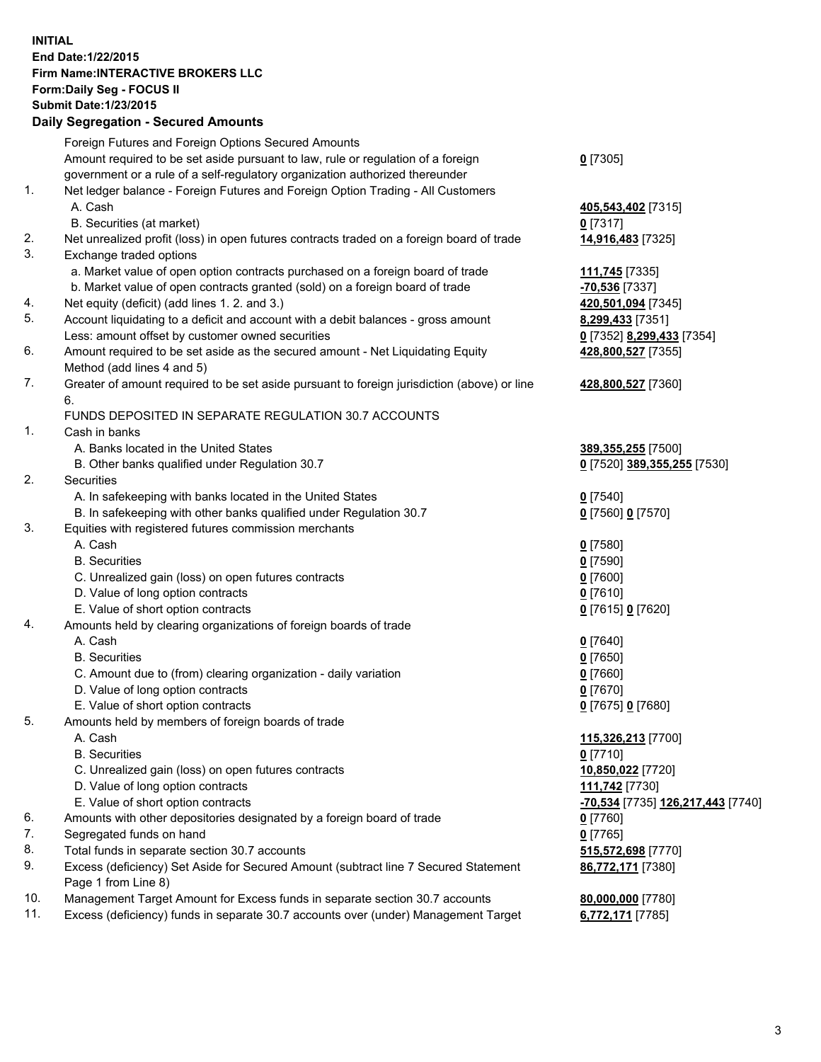**INITIAL**
**End Date:1/22/2015**
**Firm Name:INTERACTIVE BROKERS LLC**
**Form:Daily Seg - FOCUS II**
**Submit Date:1/23/2015**

**Daily Segregation - Secured Amounts**

| | | |
|---|---|---|
| | Foreign Futures and Foreign Options Secured Amounts | |
| | Amount required to be set aside pursuant to law, rule or regulation of a foreign government or a rule of a self-regulatory organization authorized thereunder | **0** [7305] |
| 1. | Net ledger balance - Foreign Futures and Foreign Option Trading - All Customers | |
| | A. Cash | **405,543,402** [7315] |
| | B. Securities (at market) | **0** [7317] |
| 2. | Net unrealized profit (loss) in open futures contracts traded on a foreign board of trade | **14,916,483** [7325] |
| 3. | Exchange traded options | |
| | a. Market value of open option contracts purchased on a foreign board of trade | **111,745** [7335] |
| | b. Market value of open contracts granted (sold) on a foreign board of trade | **-70,536** [7337] |
| 4. | Net equity (deficit) (add lines 1. 2. and 3.) | **420,501,094** [7345] |
| 5. | Account liquidating to a deficit and account with a debit balances - gross amount | **8,299,433** [7351] |
| | Less: amount offset by customer owned securities | **0** [7352] **8,299,433** [7354] |
| 6. | Amount required to be set aside as the secured amount - Net Liquidating Equity Method (add lines 4 and 5) | **428,800,527** [7355] |
| 7. | Greater of amount required to be set aside pursuant to foreign jurisdiction (above) or line 6. | **428,800,527** [7360] |
| | FUNDS DEPOSITED IN SEPARATE REGULATION 30.7 ACCOUNTS | |
| 1. | Cash in banks | |
| | A. Banks located in the United States | **389,355,255** [7500] |
| | B. Other banks qualified under Regulation 30.7 | **0** [7520] **389,355,255** [7530] |
| 2. | Securities | |
| | A. In safekeeping with banks located in the United States | **0** [7540] |
| | B. In safekeeping with other banks qualified under Regulation 30.7 | **0** [7560] **0** [7570] |
| 3. | Equities with registered futures commission merchants | |
| | A. Cash | **0** [7580] |
| | B. Securities | **0** [7590] |
| | C. Unrealized gain (loss) on open futures contracts | **0** [7600] |
| | D. Value of long option contracts | **0** [7610] |
| | E. Value of short option contracts | **0** [7615] **0** [7620] |
| 4. | Amounts held by clearing organizations of foreign boards of trade | |
| | A. Cash | **0** [7640] |
| | B. Securities | **0** [7650] |
| | C. Amount due to (from) clearing organization - daily variation | **0** [7660] |
| | D. Value of long option contracts | **0** [7670] |
| | E. Value of short option contracts | **0** [7675] **0** [7680] |
| 5. | Amounts held by members of foreign boards of trade | |
| | A. Cash | **115,326,213** [7700] |
| | B. Securities | **0** [7710] |
| | C. Unrealized gain (loss) on open futures contracts | **10,850,022** [7720] |
| | D. Value of long option contracts | **111,742** [7730] |
| | E. Value of short option contracts | **-70,534** [7735] **126,217,443** [7740] |
| 6. | Amounts with other depositories designated by a foreign board of trade | **0** [7760] |
| 7. | Segregated funds on hand | **0** [7765] |
| 8. | Total funds in separate section 30.7 accounts | **515,572,698** [7770] |
| 9. | Excess (deficiency) Set Aside for Secured Amount (subtract line 7 Secured Statement Page 1 from Line 8) | **86,772,171** [7380] |
| 10. | Management Target Amount for Excess funds in separate section 30.7 accounts | **80,000,000** [7780] |
| 11. | Excess (deficiency) funds in separate 30.7 accounts over (under) Management Target | **6,772,171** [7785] |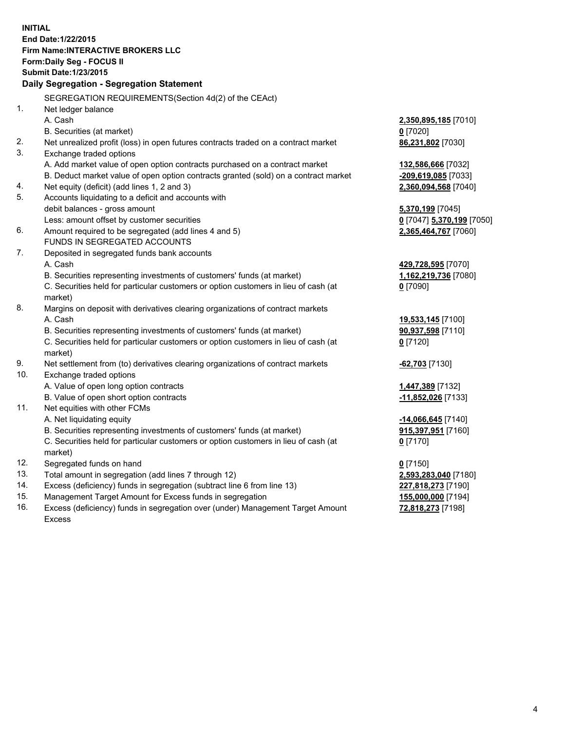**INITIAL**
**End Date:1/22/2015**
**Firm Name:INTERACTIVE BROKERS LLC**
**Form:Daily Seg - FOCUS II**
**Submit Date:1/23/2015**

**Daily Segregation - Segregation Statement**

| | | |
|---|---|---|
| | SEGREGATION REQUIREMENTS(Section 4d(2) of the CEAct) | |
| 1. | Net ledger balance | |
| | A. Cash | **2,350,895,185** [7010] |
| | B. Securities (at market) | **0** [7020] |
| 2. | Net unrealized profit (loss) in open futures contracts traded on a contract market | **86,231,802** [7030] |
| 3. | Exchange traded options | |
| | A. Add market value of open option contracts purchased on a contract market | **132,586,666** [7032] |
| | B. Deduct market value of open option contracts granted (sold) on a contract market | **-209,619,085** [7033] |
| 4. | Net equity (deficit) (add lines 1, 2 and 3) | **2,360,094,568** [7040] |
| 5. | Accounts liquidating to a deficit and accounts with debit balances - gross amount | **5,370,199** [7045] |
| | Less: amount offset by customer securities | **0** [7047] **5,370,199** [7050] |
| 6. | Amount required to be segregated (add lines 4 and 5) | **2,365,464,767** [7060] |
| | FUNDS IN SEGREGATED ACCOUNTS | |
| 7. | Deposited in segregated funds bank accounts | |
| | A. Cash | **429,728,595** [7070] |
| | B. Securities representing investments of customers' funds (at market) | **1,162,219,736** [7080] |
| | C. Securities held for particular customers or option customers in lieu of cash (at market) | **0** [7090] |
| 8. | Margins on deposit with derivatives clearing organizations of contract markets | |
| | A. Cash | **19,533,145** [7100] |
| | B. Securities representing investments of customers' funds (at market) | **90,937,598** [7110] |
| | C. Securities held for particular customers or option customers in lieu of cash (at market) | **0** [7120] |
| 9. | Net settlement from (to) derivatives clearing organizations of contract markets | **-62,703** [7130] |
| 10. | Exchange traded options | |
| | A. Value of open long option contracts | **1,447,389** [7132] |
| | B. Value of open short option contracts | **-11,852,026** [7133] |
| 11. | Net equities with other FCMs | |
| | A. Net liquidating equity | **-14,066,645** [7140] |
| | B. Securities representing investments of customers' funds (at market) | **915,397,951** [7160] |
| | C. Securities held for particular customers or option customers in lieu of cash (at market) | **0** [7170] |
| 12. | Segregated funds on hand | **0** [7150] |
| 13. | Total amount in segregation (add lines 7 through 12) | **2,593,283,040** [7180] |
| 14. | Excess (deficiency) funds in segregation (subtract line 6 from line 13) | **227,818,273** [7190] |
| 15. | Management Target Amount for Excess funds in segregation | **155,000,000** [7194] |
| 16. | Excess (deficiency) funds in segregation over (under) Management Target Amount Excess | **72,818,273** [7198] |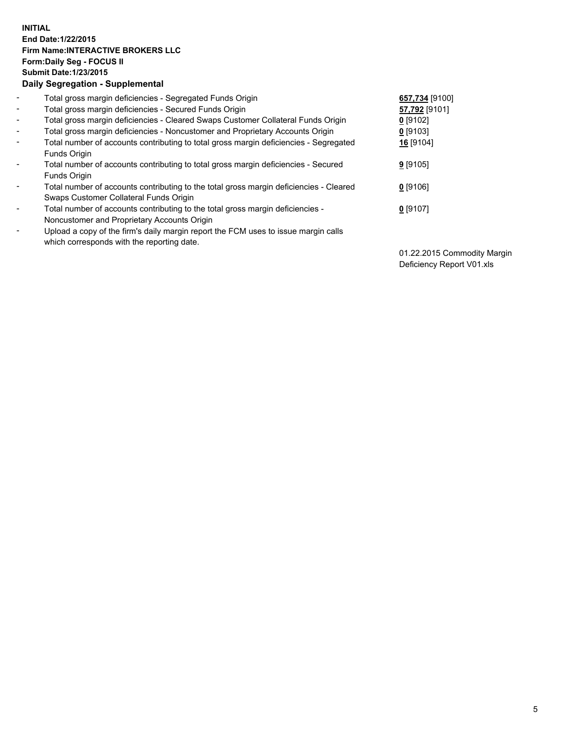**INITIAL**
**End Date:1/22/2015**
**Firm Name:INTERACTIVE BROKERS LLC**
**Form:Daily Seg - FOCUS II**
**Submit Date:1/23/2015**
**Daily Segregation - Supplemental**

| | | |
|---|---|---|
| - | Total gross margin deficiencies - Segregated Funds Origin | **657,734** [9100] |
| - | Total gross margin deficiencies - Secured Funds Origin | **57,792** [9101] |
| - | Total gross margin deficiencies - Cleared Swaps Customer Collateral Funds Origin | **0** [9102] |
| - | Total gross margin deficiencies - Noncustomer and Proprietary Accounts Origin | **0** [9103] |
| - | Total number of accounts contributing to total gross margin deficiencies - Segregated Funds Origin | **16** [9104] |
| - | Total number of accounts contributing to total gross margin deficiencies - Secured Funds Origin | **9** [9105] |
| - | Total number of accounts contributing to the total gross margin deficiencies - Cleared Swaps Customer Collateral Funds Origin | **0** [9106] |
| - | Total number of accounts contributing to the total gross margin deficiencies - Noncustomer and Proprietary Accounts Origin | **0** [9107] |
| - | Upload a copy of the firm's daily margin report the FCM uses to issue margin calls which corresponds with the reporting date. | |
| | | 01.22.2015 Commodity Margin Deficiency Report V01.xls |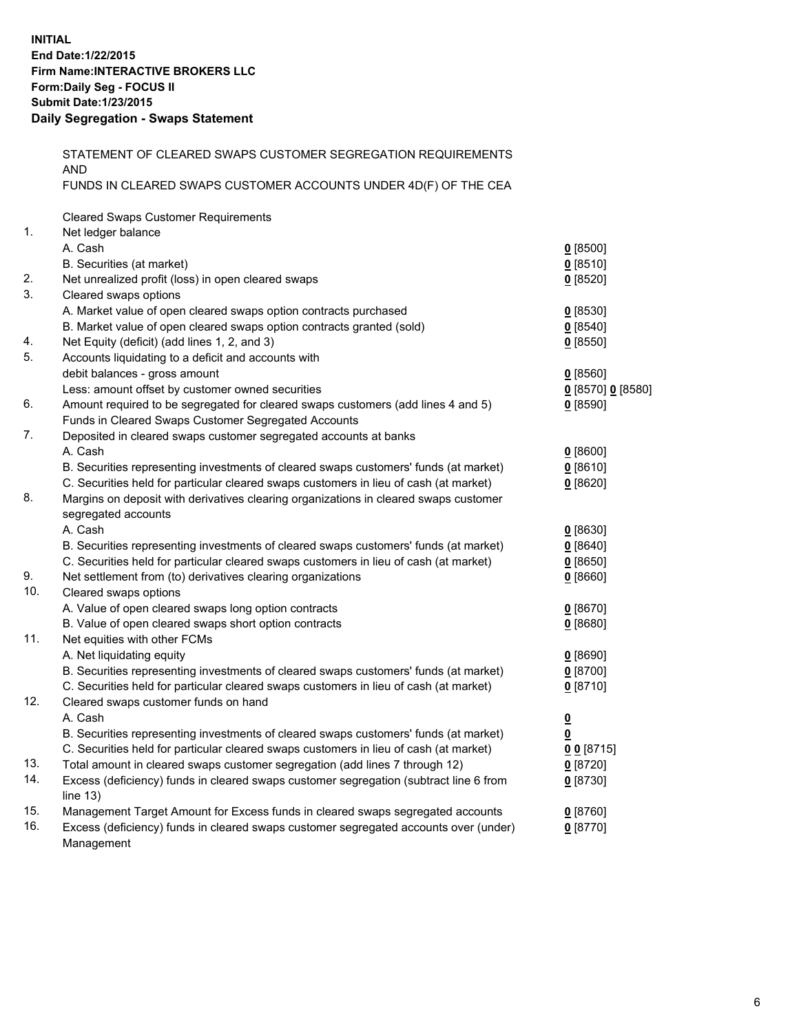**INITIAL**
**End Date:1/22/2015**
**Firm Name:INTERACTIVE BROKERS LLC**
**Form:Daily Seg - FOCUS II**
**Submit Date:1/23/2015**
**Daily Segregation - Swaps Statement**

STATEMENT OF CLEARED SWAPS CUSTOMER SEGREGATION REQUIREMENTS AND FUNDS IN CLEARED SWAPS CUSTOMER ACCOUNTS UNDER 4D(F) OF THE CEA

| | | |
|---|---|---|
| | Cleared Swaps Customer Requirements | |
| 1. | Net ledger balance | |
| | A. Cash | 0 [8500] |
| | B. Securities (at market) | 0 [8510] |
| 2. | Net unrealized profit (loss) in open cleared swaps | 0 [8520] |
| 3. | Cleared swaps options | |
| | A. Market value of open cleared swaps option contracts purchased | 0 [8530] |
| | B. Market value of open cleared swaps option contracts granted (sold) | 0 [8540] |
| 4. | Net Equity (deficit) (add lines 1, 2, and 3) | 0 [8550] |
| 5. | Accounts liquidating to a deficit and accounts with debit balances - gross amount | 0 [8560] |
| | Less: amount offset by customer owned securities | 0 [8570] 0 [8580] |
| 6. | Amount required to be segregated for cleared swaps customers (add lines 4 and 5) | 0 [8590] |
| | Funds in Cleared Swaps Customer Segregated Accounts | |
| 7. | Deposited in cleared swaps customer segregated accounts at banks | |
| | A. Cash | 0 [8600] |
| | B. Securities representing investments of cleared swaps customers' funds (at market) | 0 [8610] |
| | C. Securities held for particular cleared swaps customers in lieu of cash (at market) | 0 [8620] |
| 8. | Margins on deposit with derivatives clearing organizations in cleared swaps customer segregated accounts | |
| | A. Cash | 0 [8630] |
| | B. Securities representing investments of cleared swaps customers' funds (at market) | 0 [8640] |
| | C. Securities held for particular cleared swaps customers in lieu of cash (at market) | 0 [8650] |
| 9. | Net settlement from (to) derivatives clearing organizations | 0 [8660] |
| 10. | Cleared swaps options | |
| | A. Value of open cleared swaps long option contracts | 0 [8670] |
| | B. Value of open cleared swaps short option contracts | 0 [8680] |
| 11. | Net equities with other FCMs | |
| | A. Net liquidating equity | 0 [8690] |
| | B. Securities representing investments of cleared swaps customers' funds (at market) | 0 [8700] |
| | C. Securities held for particular cleared swaps customers in lieu of cash (at market) | 0 [8710] |
| 12. | Cleared swaps customer funds on hand | |
| | A. Cash | 0 |
| | B. Securities representing investments of cleared swaps customers' funds (at market) | 0 |
| | C. Securities held for particular cleared swaps customers in lieu of cash (at market) | 0 0 [8715] |
| 13. | Total amount in cleared swaps customer segregation (add lines 7 through 12) | 0 [8720] |
| 14. | Excess (deficiency) funds in cleared swaps customer segregation (subtract line 6 from line 13) | 0 [8730] |
| 15. | Management Target Amount for Excess funds in cleared swaps segregated accounts | 0 [8760] |
| 16. | Excess (deficiency) funds in cleared swaps customer segregated accounts over (under) Management | 0 [8770] |